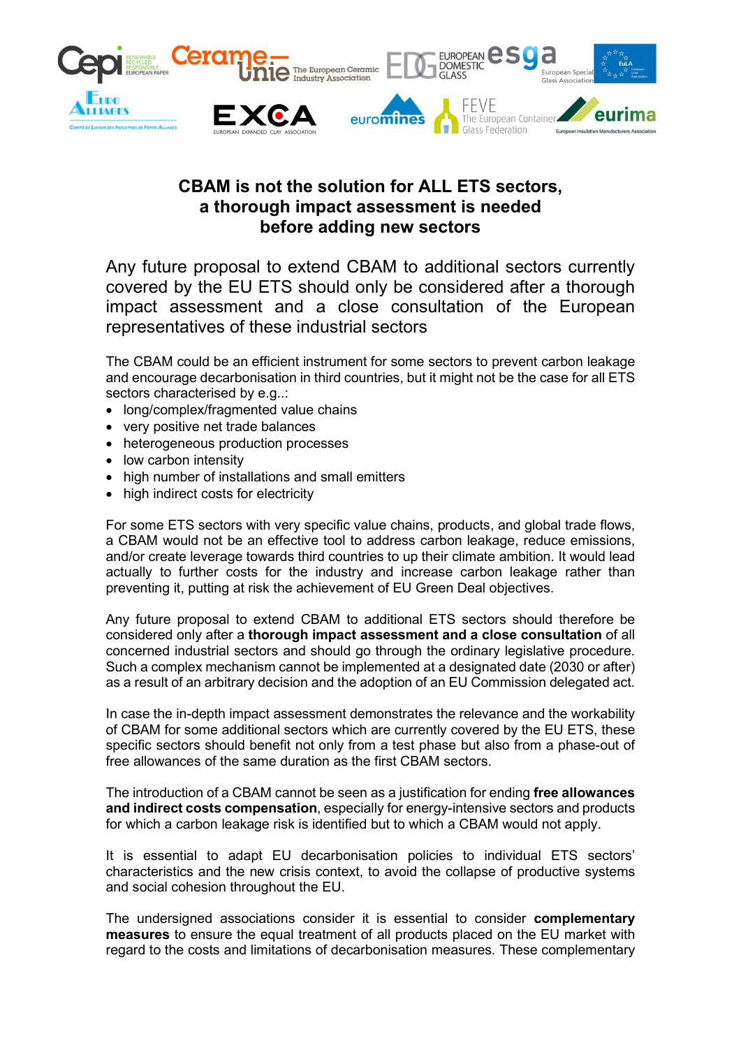# CBAM is not the solution for ALL ETS sectors, a thorough impact assessment is needed before adding new sectors

## Any future proposal to extend CBAM to additional sectors currently covered by the EU ETS should only be considered after a thorough impact assessment and a close consultation of the European representatives of these industrial sectors

The CBAM could be an efficient instrument for some sectors to prevent carbon leakage and encourage decarbonisation in third countries, but it might not be the case for all ETS sectors characterised by e.g..:

- long/complex/fragmented value chains
- very positive net trade balances
- heterogeneous production processes
- low carbon intensity
- high number of installations and small emitters
- high indirect costs for electricity

For some ETS sectors with very specific value chains, products, and global trade flows, a CBAM would not be an effective tool to address carbon leakage, reduce emissions, and/or create leverage towards third countries to up their climate ambition. It would lead actually to further costs for the industry and increase carbon leakage rather than preventing it, putting at risk the achievement of EU Green Deal objectives.

Any future proposal to extend CBAM to additional ETS sectors should therefore be considered only after a **thorough impact assessment and a close consultation** of all concerned industrial sectors and should go through the ordinary legislative procedure. Such a complex mechanism cannot be implemented at a designated date (2030 or after) as a result of an arbitrary decision and the adoption of an EU Commission delegated act.

In case the in-depth impact assessment demonstrates the relevance and the workability of CBAM for some additional sectors which are currently covered by the EU ETS, these specific sectors should benefit not only from a test phase but also from a phase-out of free allowances of the same duration as the first CBAM sectors.

The introduction of a CBAM cannot be seen as a justification for ending **free allowances and indirect costs compensation**, especially for energy-intensive sectors and products for which a carbon leakage risk is identified but to which a CBAM would not apply.

It is essential to adapt EU decarbonisation policies to individual ETS sectors' characteristics and the new crisis context, to avoid the collapse of productive systems and social cohesion throughout the EU.

The undersigned associations consider it is essential to consider **complementary measures** to ensure the equal treatment of all products placed on the EU market with regard to the costs and limitations of decarbonisation measures. These complementary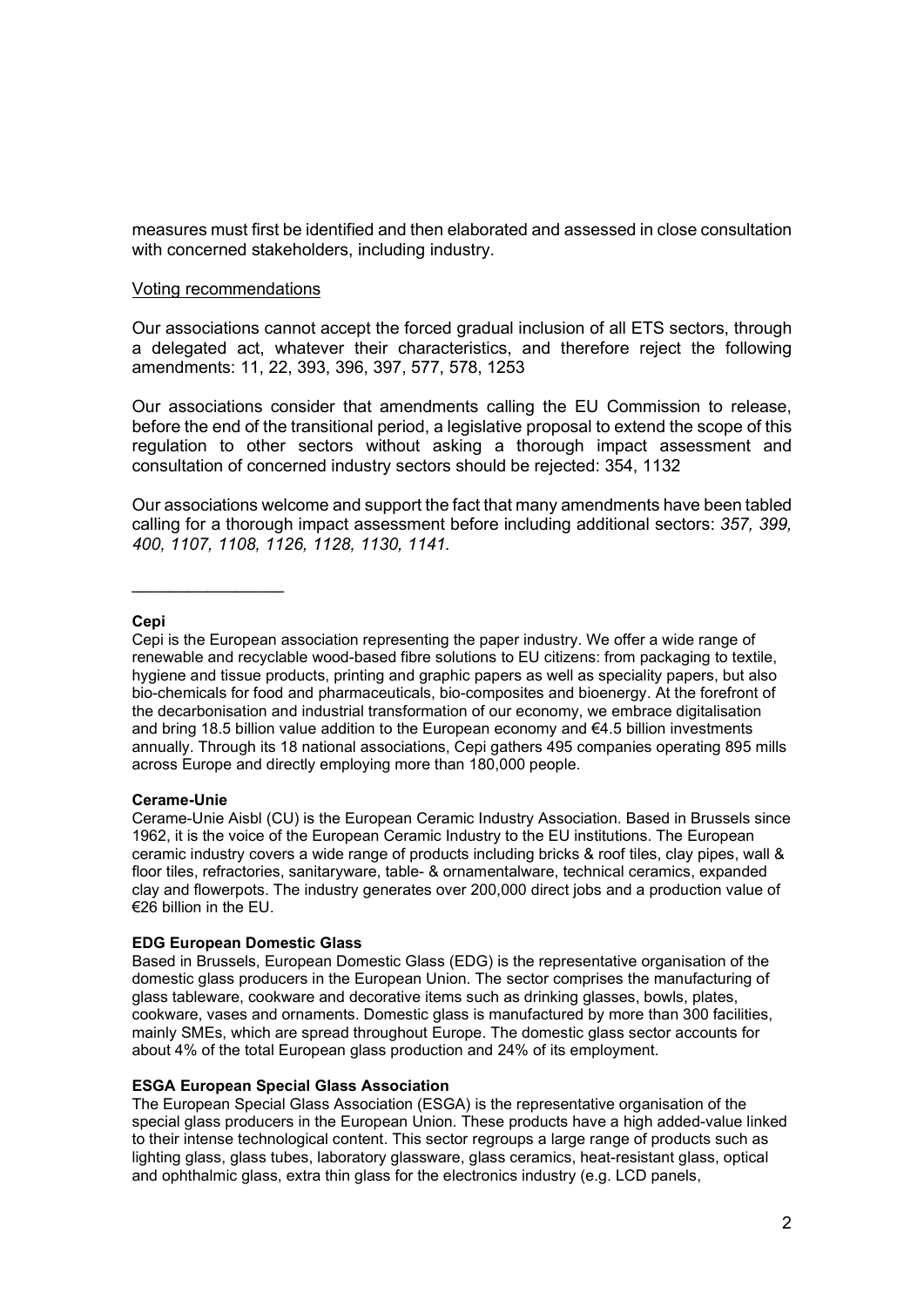measures must first be identified and then elaborated and assessed in close consultation with concerned stakeholders, including industry.

## Voting recommendations

Our associations cannot accept the forced gradual inclusion of all ETS sectors, through a delegated act, whatever their characteristics, and therefore reject the following amendments: 11, 22, 393, 396, 397, 577, 578, 1253

Our associations consider that amendments calling the EU Commission to release, before the end of the transitional period, a legislative proposal to extend the scope of this regulation to other sectors without asking a thorough impact assessment and consultation of concerned industry sectors should be rejected: 354, 1132

Our associations welcome and support the fact that many amendments have been tabled calling for a thorough impact assessment before including additional sectors: *357, 399, 400, 1107, 1108, 1126, 1128, 1130, 1141.*

________________

**Cepi**

Cepi is the European association representing the paper industry. We offer a wide range of renewable and recyclable wood-based fibre solutions to EU citizens: from packaging to textile, hygiene and tissue products, printing and graphic papers as well as speciality papers, but also bio-chemicals for food and pharmaceuticals, bio-composites and bioenergy. At the forefront of the decarbonisation and industrial transformation of our economy, we embrace digitalisation and bring 18.5 billion value addition to the European economy and €4.5 billion investments annually. Through its 18 national associations, Cepi gathers 495 companies operating 895 mills across Europe and directly employing more than 180,000 people.

**Cerame-Unie**

Cerame-Unie Aisbl (CU) is the European Ceramic Industry Association. Based in Brussels since 1962, it is the voice of the European Ceramic Industry to the EU institutions. The European ceramic industry covers a wide range of products including bricks & roof tiles, clay pipes, wall & floor tiles, refractories, sanitaryware, table- & ornamentalware, technical ceramics, expanded clay and flowerpots. The industry generates over 200,000 direct jobs and a production value of €26 billion in the EU.

**EDG European Domestic Glass**

Based in Brussels, European Domestic Glass (EDG) is the representative organisation of the domestic glass producers in the European Union. The sector comprises the manufacturing of glass tableware, cookware and decorative items such as drinking glasses, bowls, plates, cookware, vases and ornaments. Domestic glass is manufactured by more than 300 facilities, mainly SMEs, which are spread throughout Europe. The domestic glass sector accounts for about 4% of the total European glass production and 24% of its employment.

**ESGA European Special Glass Association**

The European Special Glass Association (ESGA) is the representative organisation of the special glass producers in the European Union. These products have a high added-value linked to their intense technological content. This sector regroups a large range of products such as lighting glass, glass tubes, laboratory glassware, glass ceramics, heat-resistant glass, optical and ophthalmic glass, extra thin glass for the electronics industry (e.g. LCD panels,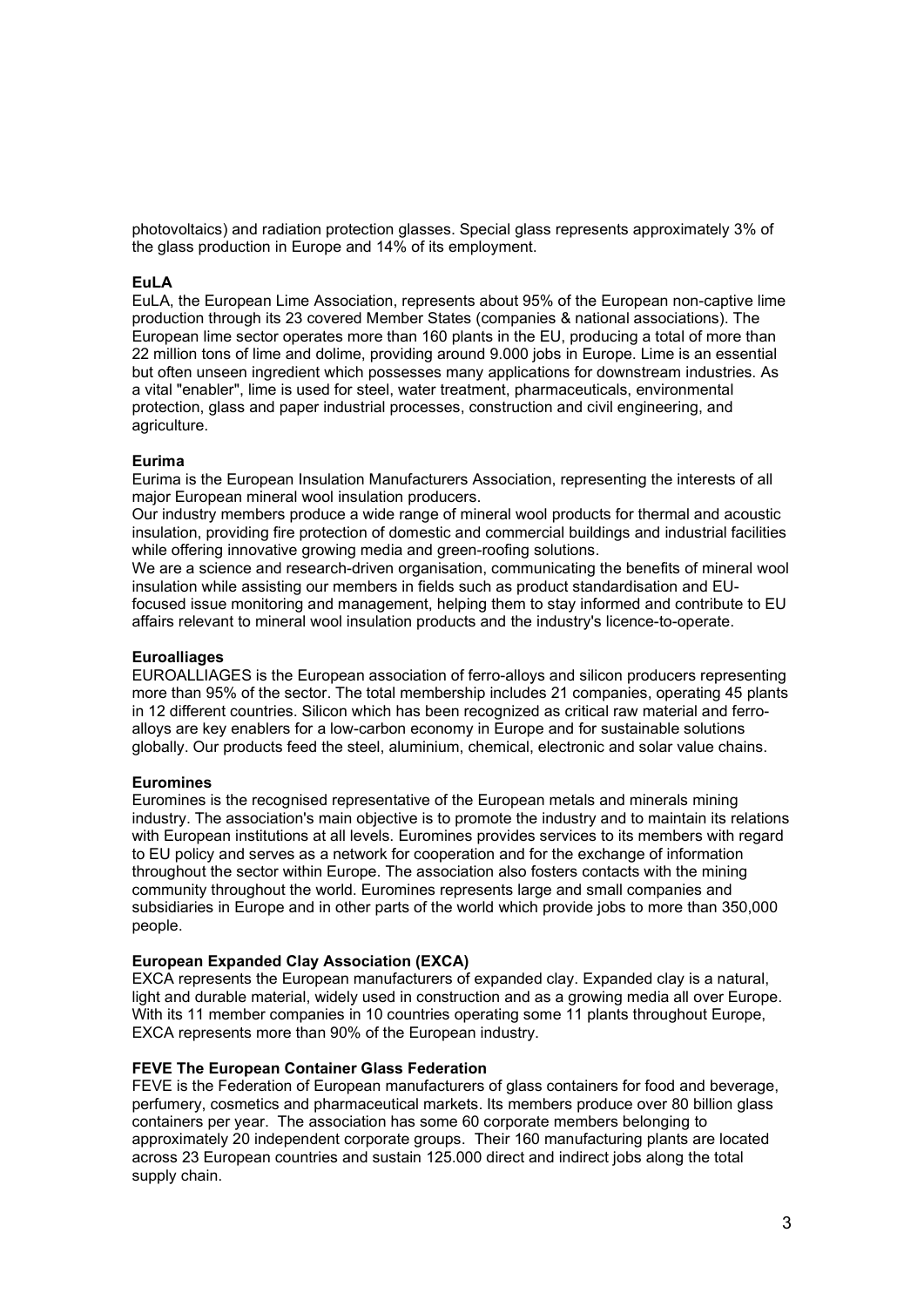photovoltaics) and radiation protection glasses. Special glass represents approximately 3% of the glass production in Europe and 14% of its employment.

**EuLA**

EuLA, the European Lime Association, represents about 95% of the European non-captive lime production through its 23 covered Member States (companies & national associations). The European lime sector operates more than 160 plants in the EU, producing a total of more than 22 million tons of lime and dolime, providing around 9.000 jobs in Europe. Lime is an essential but often unseen ingredient which possesses many applications for downstream industries. As a vital "enabler", lime is used for steel, water treatment, pharmaceuticals, environmental protection, glass and paper industrial processes, construction and civil engineering, and agriculture.

**Eurima**

Eurima is the European Insulation Manufacturers Association, representing the interests of all major European mineral wool insulation producers.

Our industry members produce a wide range of mineral wool products for thermal and acoustic insulation, providing fire protection of domestic and commercial buildings and industrial facilities while offering innovative growing media and green-roofing solutions.

We are a science and research-driven organisation, communicating the benefits of mineral wool insulation while assisting our members in fields such as product standardisation and EU-focused issue monitoring and management, helping them to stay informed and contribute to EU affairs relevant to mineral wool insulation products and the industry's licence-to-operate.

**Euroalliages**

EUROALLIAGES is the European association of ferro-alloys and silicon producers representing more than 95% of the sector. The total membership includes 21 companies, operating 45 plants in 12 different countries. Silicon which has been recognized as critical raw material and ferro-alloys are key enablers for a low-carbon economy in Europe and for sustainable solutions globally. Our products feed the steel, aluminium, chemical, electronic and solar value chains.

**Euromines**

Euromines is the recognised representative of the European metals and minerals mining industry. The association's main objective is to promote the industry and to maintain its relations with European institutions at all levels. Euromines provides services to its members with regard to EU policy and serves as a network for cooperation and for the exchange of information throughout the sector within Europe. The association also fosters contacts with the mining community throughout the world. Euromines represents large and small companies and subsidiaries in Europe and in other parts of the world which provide jobs to more than 350,000 people.

**European Expanded Clay Association (EXCA)**

EXCA represents the European manufacturers of expanded clay. Expanded clay is a natural, light and durable material, widely used in construction and as a growing media all over Europe. With its 11 member companies in 10 countries operating some 11 plants throughout Europe, EXCA represents more than 90% of the European industry.

**FEVE The European Container Glass Federation**

FEVE is the Federation of European manufacturers of glass containers for food and beverage, perfumery, cosmetics and pharmaceutical markets. Its members produce over 80 billion glass containers per year. The association has some 60 corporate members belonging to approximately 20 independent corporate groups. Their 160 manufacturing plants are located across 23 European countries and sustain 125.000 direct and indirect jobs along the total supply chain.